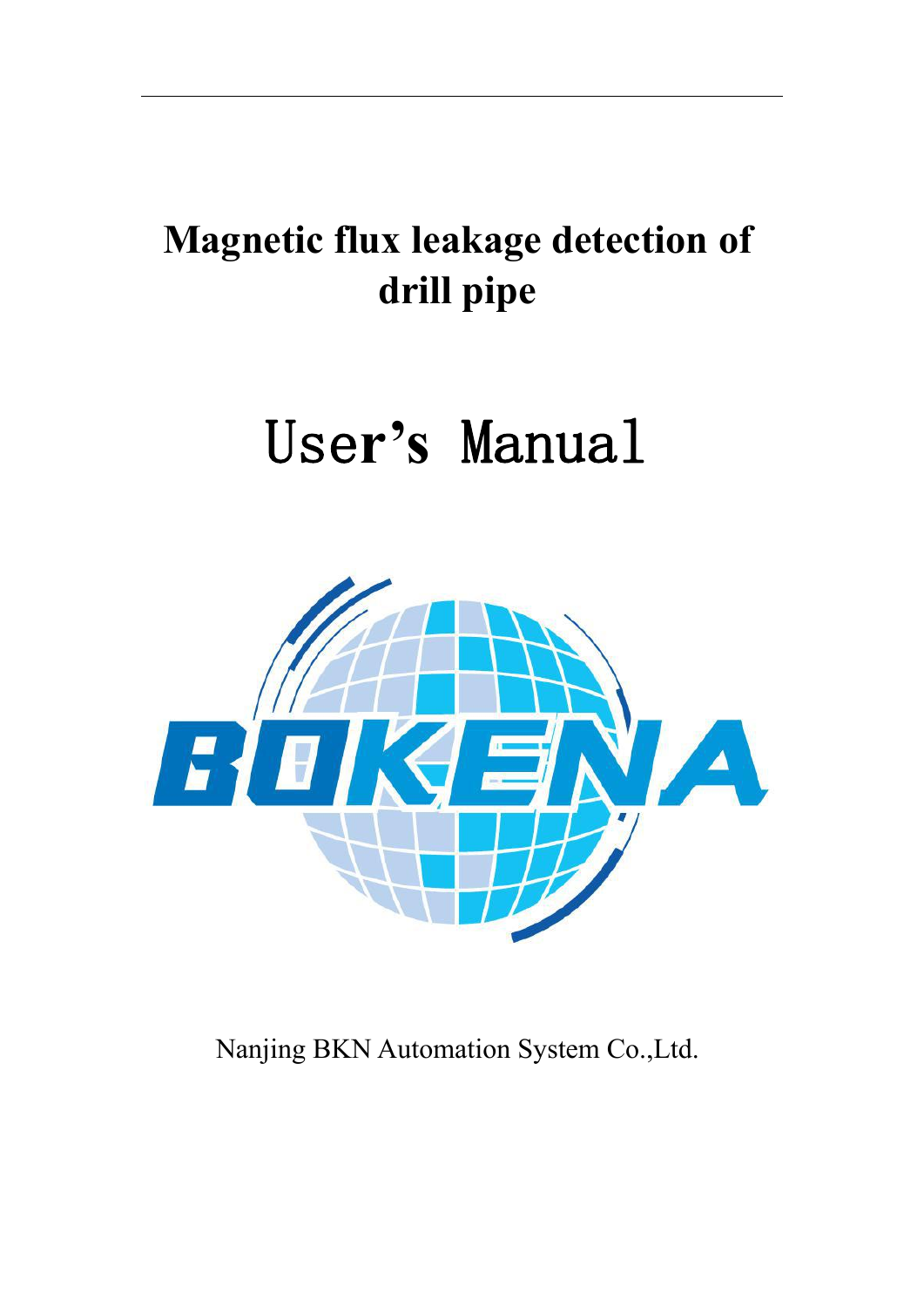# Magnetic flux leakage detection of drill pipe

# User's Manual

BOKENA

Nanjing BKN Automation System Co.,Ltd.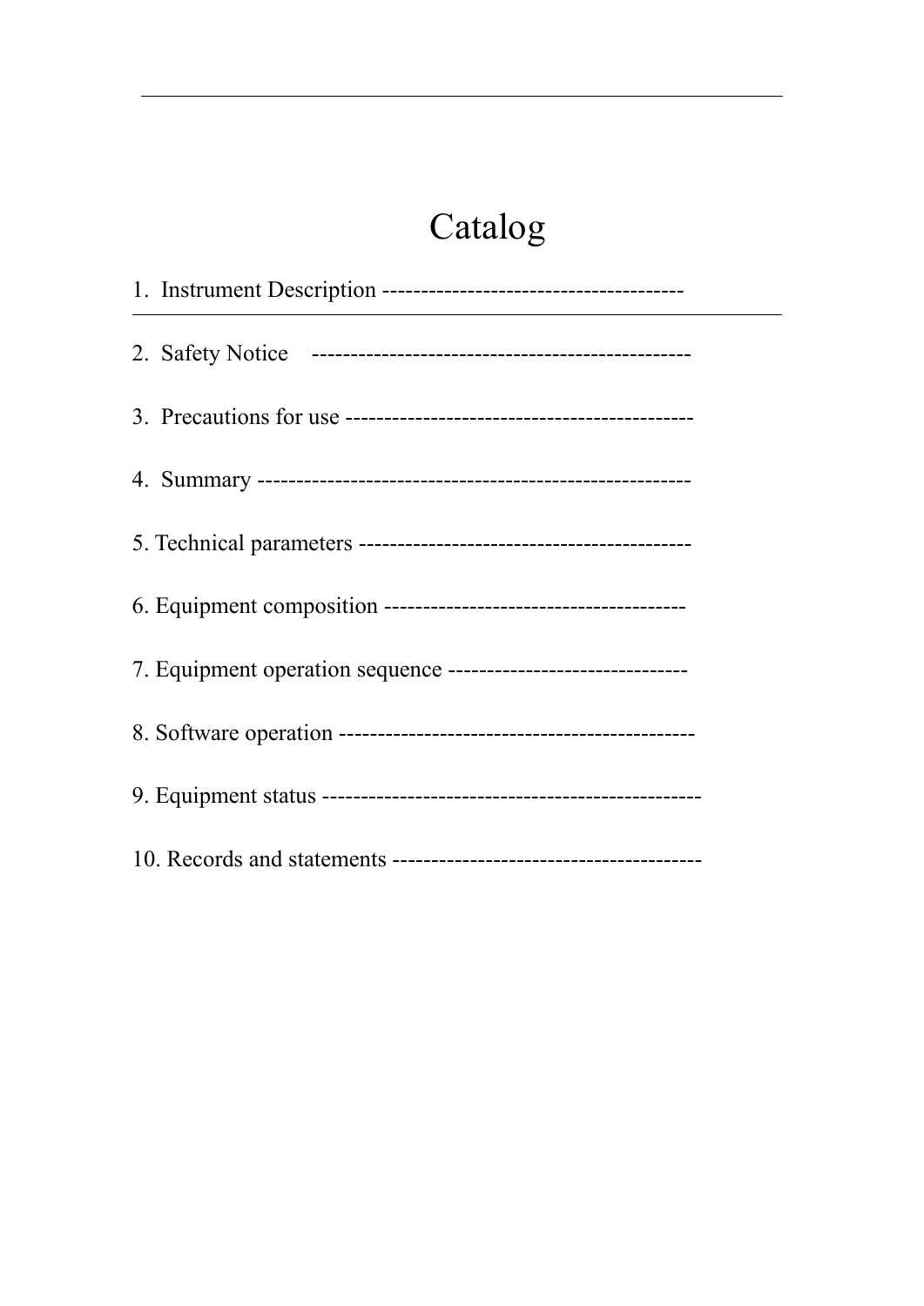# Catalog

1. Instrument Description ---------------------------------------

2. Safety Notice ------------------------------------------------

3. Precautions for use --------------------------------------------

4. Summary -------------------------------------------------------

5. Technical parameters -------------------------------------------

6. Equipment composition ---------------------------------------

7. Equipment operation sequence -------------------------------

8. Software operation ---------------------------------------------

9. Equipment status ------------------------------------------------

10. Records and statements ----------------------------------------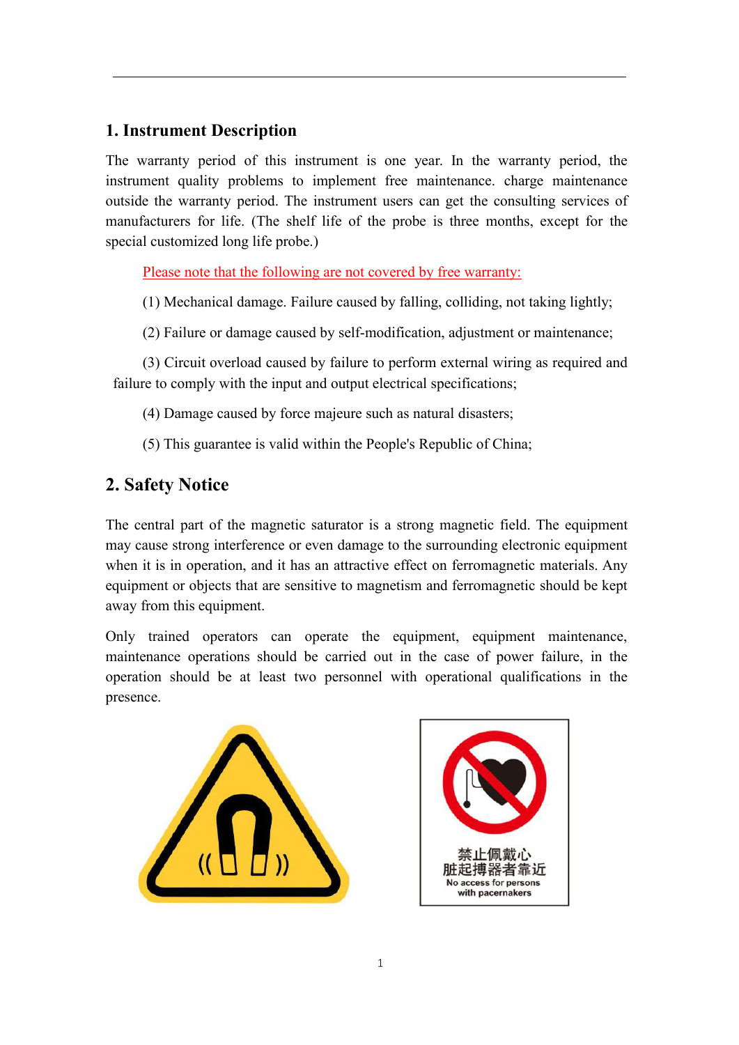## 1. Instrument Description

The warranty period of this instrument is one year. In the warranty period, the instrument quality problems to implement free maintenance. charge maintenance outside the warranty period. The instrument users can get the consulting services of manufacturers for life. (The shelf life of the probe is three months, except for the special customized long life probe.)

Please note that the following are not covered by free warranty:

(1) Mechanical damage. Failure caused by falling, colliding, not taking lightly;

(2) Failure or damage caused by self-modification, adjustment or maintenance;

(3) Circuit overload caused by failure to perform external wiring as required and failure to comply with the input and output electrical specifications;

(4) Damage caused by force majeure such as natural disasters;

(5) This guarantee is valid within the People's Republic of China;

## 2. Safety Notice

The central part of the magnetic saturator is a strong magnetic field. The equipment may cause strong interference or even damage to the surrounding electronic equipment when it is in operation, and it has an attractive effect on ferromagnetic materials. Any equipment or objects that are sensitive to magnetism and ferromagnetic should be kept away from this equipment.

Only trained operators can operate the equipment, equipment maintenance, maintenance operations should be carried out in the case of power failure, in the operation should be at least two personnel with operational qualifications in the presence.

禁止佩戴心脏起搏器者靠近
No access for persons with pacernakers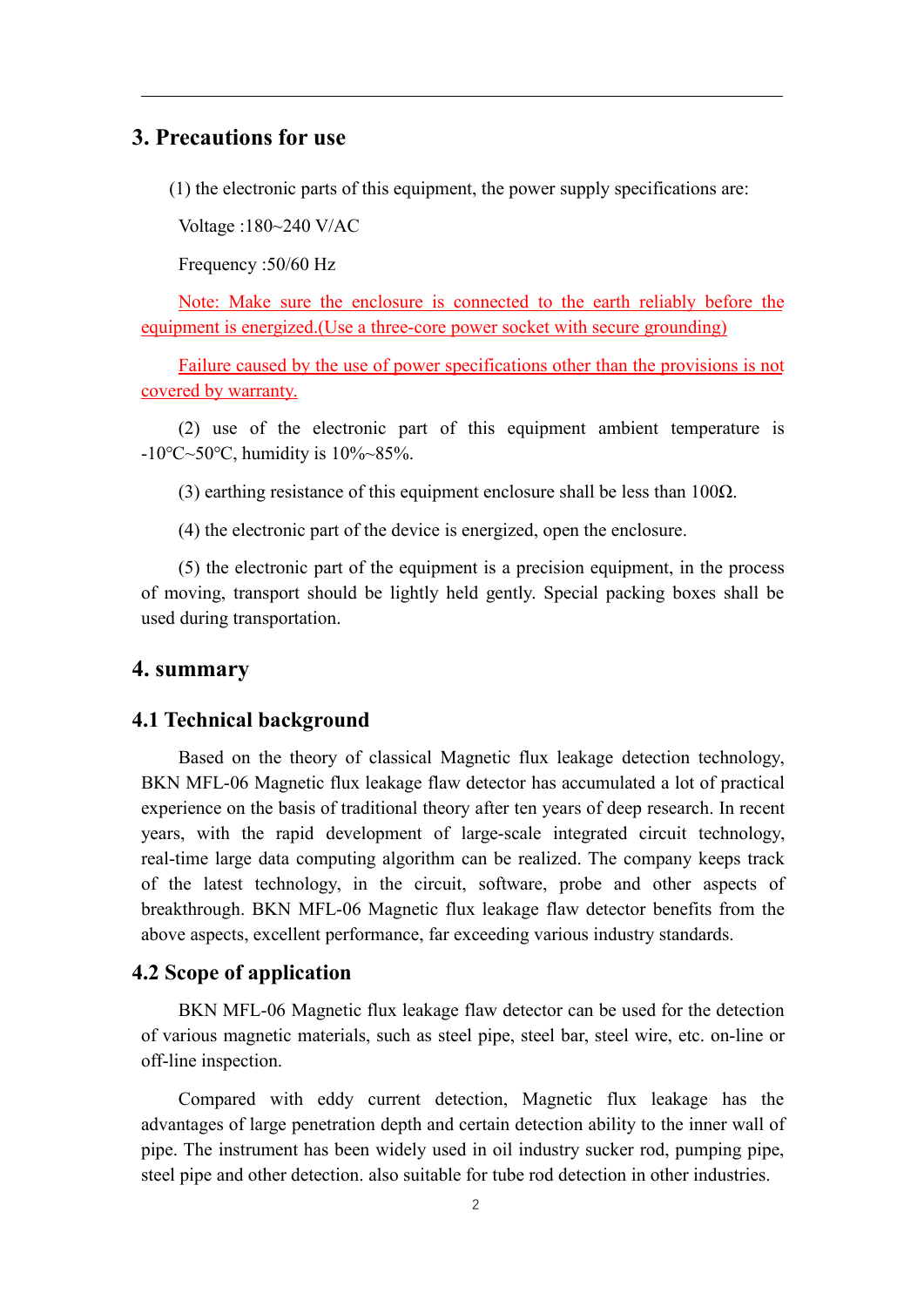## 3. Precautions for use

(1) the electronic parts of this equipment, the power supply specifications are:

Voltage :180~240 V/AC

Frequency :50/60 Hz

Note: Make sure the enclosure is connected to the earth reliably before the equipment is energized.(Use a three-core power socket with secure grounding)

Failure caused by the use of power specifications other than the provisions is not covered by warranty.

(2) use of the electronic part of this equipment ambient temperature is -10℃~50℃, humidity is 10%~85%.

(3) earthing resistance of this equipment enclosure shall be less than 100Ω.

(4) the electronic part of the device is energized, open the enclosure.

(5) the electronic part of the equipment is a precision equipment, in the process of moving, transport should be lightly held gently. Special packing boxes shall be used during transportation.

## 4. summary

### 4.1 Technical background

Based on the theory of classical Magnetic flux leakage detection technology, BKN MFL-06 Magnetic flux leakage flaw detector has accumulated a lot of practical experience on the basis of traditional theory after ten years of deep research. In recent years, with the rapid development of large-scale integrated circuit technology, real-time large data computing algorithm can be realized. The company keeps track of the latest technology, in the circuit, software, probe and other aspects of breakthrough. BKN MFL-06 Magnetic flux leakage flaw detector benefits from the above aspects, excellent performance, far exceeding various industry standards.

### 4.2 Scope of application

BKN MFL-06 Magnetic flux leakage flaw detector can be used for the detection of various magnetic materials, such as steel pipe, steel bar, steel wire, etc. on-line or off-line inspection.

Compared with eddy current detection, Magnetic flux leakage has the advantages of large penetration depth and certain detection ability to the inner wall of pipe. The instrument has been widely used in oil industry sucker rod, pumping pipe, steel pipe and other detection. also suitable for tube rod detection in other industries.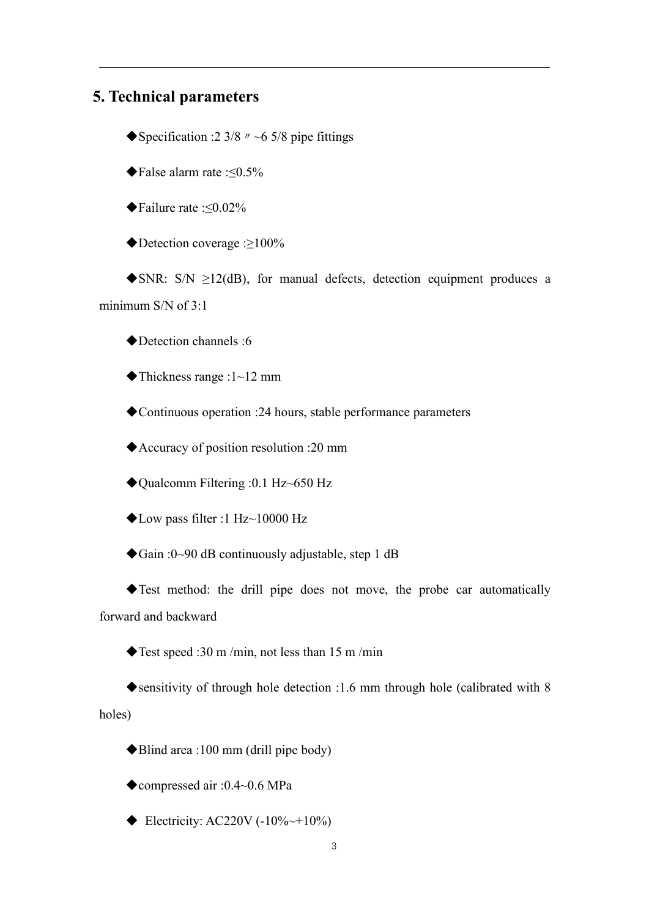## 5. Technical parameters

◆Specification :2 3/8〃~6 5/8 pipe fittings

◆False alarm rate :≤0.5%

◆Failure rate :≤0.02%

◆Detection coverage :≥100%

◆SNR: S/N ≥12(dB), for manual defects, detection equipment produces a minimum S/N of 3:1

◆Detection channels :6

◆Thickness range :1~12 mm

◆Continuous operation :24 hours, stable performance parameters

◆Accuracy of position resolution :20 mm

◆Qualcomm Filtering :0.1 Hz~650 Hz

◆Low pass filter :1 Hz~10000 Hz

◆Gain :0~90 dB continuously adjustable, step 1 dB

◆Test method: the drill pipe does not move, the probe car automatically forward and backward

◆Test speed :30 m /min, not less than 15 m /min

◆sensitivity of through hole detection :1.6 mm through hole (calibrated with 8 holes)

◆Blind area :100 mm (drill pipe body)

◆compressed air :0.4~0.6 MPa

◆ Electricity: AC220V (-10%~+10%)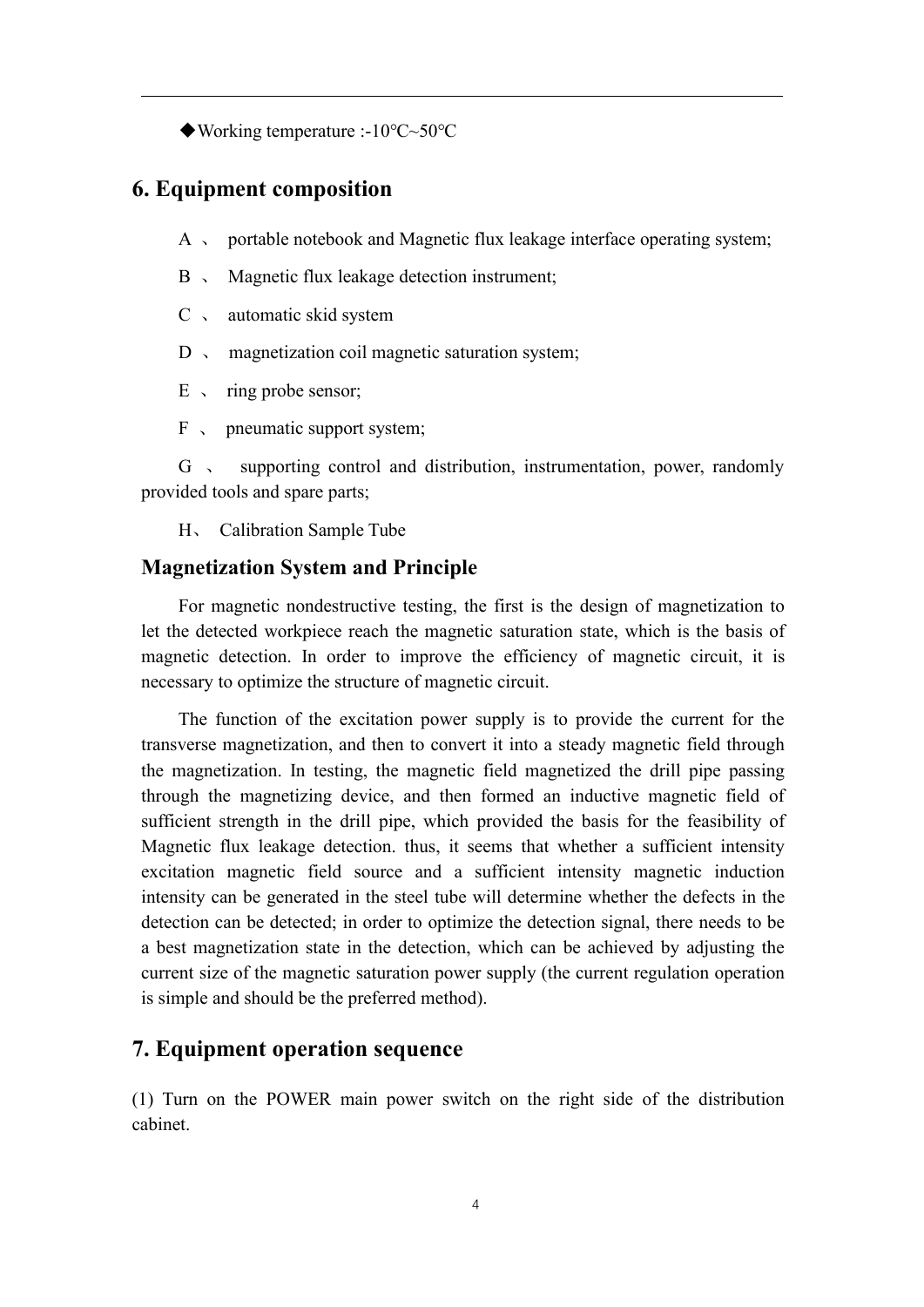◆Working temperature :-10℃~50℃

## 6. Equipment composition

A 、 portable notebook and Magnetic flux leakage interface operating system;

B 、 Magnetic flux leakage detection instrument;

C 、 automatic skid system

D 、 magnetization coil magnetic saturation system;

E 、 ring probe sensor;

F 、 pneumatic support system;

G 、 supporting control and distribution, instrumentation, power, randomly provided tools and spare parts;

H、 Calibration Sample Tube

### Magnetization System and Principle

For magnetic nondestructive testing, the first is the design of magnetization to let the detected workpiece reach the magnetic saturation state, which is the basis of magnetic detection. In order to improve the efficiency of magnetic circuit, it is necessary to optimize the structure of magnetic circuit.

The function of the excitation power supply is to provide the current for the transverse magnetization, and then to convert it into a steady magnetic field through the magnetization. In testing, the magnetic field magnetized the drill pipe passing through the magnetizing device, and then formed an inductive magnetic field of sufficient strength in the drill pipe, which provided the basis for the feasibility of Magnetic flux leakage detection. thus, it seems that whether a sufficient intensity excitation magnetic field source and a sufficient intensity magnetic induction intensity can be generated in the steel tube will determine whether the defects in the detection can be detected; in order to optimize the detection signal, there needs to be a best magnetization state in the detection, which can be achieved by adjusting the current size of the magnetic saturation power supply (the current regulation operation is simple and should be the preferred method).

## 7. Equipment operation sequence

(1) Turn on the POWER main power switch on the right side of the distribution cabinet.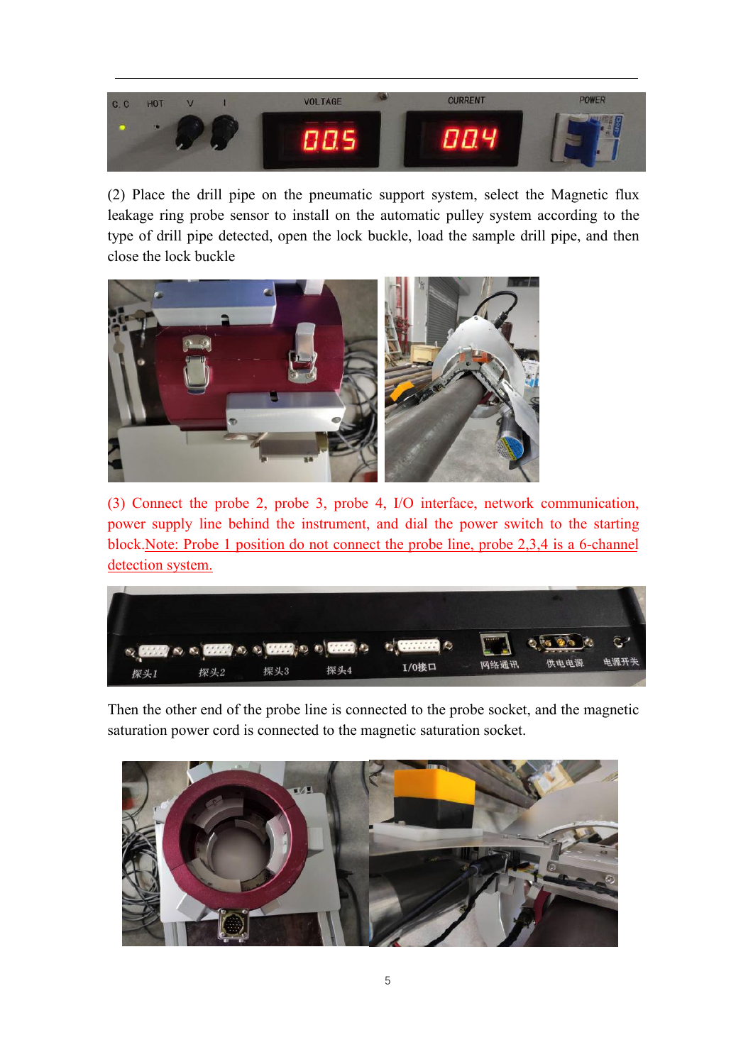(2) Place the drill pipe on the pneumatic support system, select the Magnetic flux leakage ring probe sensor to install on the automatic pulley system according to the type of drill pipe detected, open the lock buckle, load the sample drill pipe, and then close the lock buckle

(3) Connect the probe 2, probe 3, probe 4, I/O interface, network communication, power supply line behind the instrument, and dial the power switch to the starting block.Note: Probe 1 position do not connect the probe line, probe 2,3,4 is a 6-channel detection system.

Then the other end of the probe line is connected to the probe socket, and the magnetic saturation power cord is connected to the magnetic saturation socket.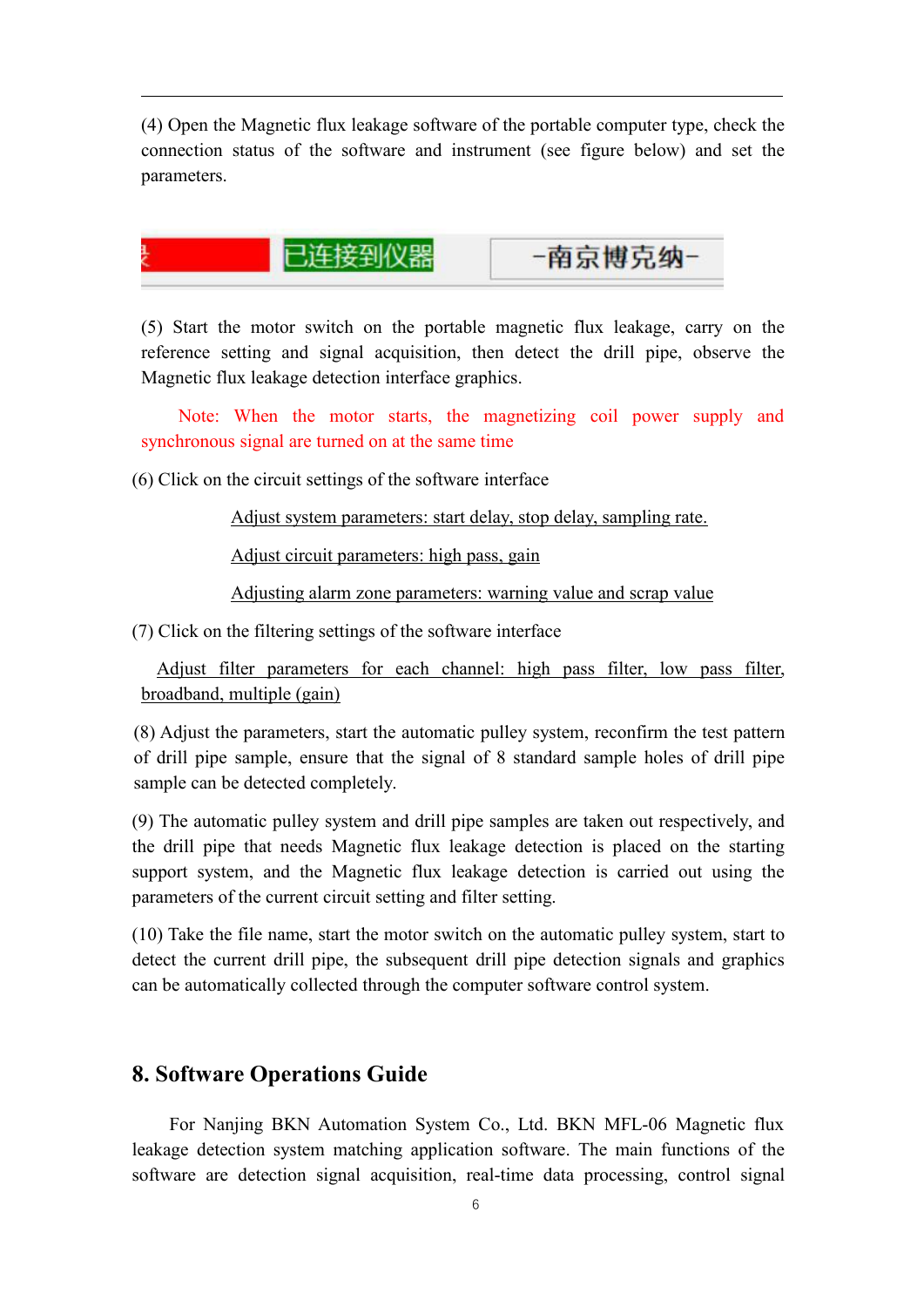(4) Open the Magnetic flux leakage software of the portable computer type, check the connection status of the software and instrument (see figure below) and set the parameters.

已连接到仪器　-南京博克纳-

(5) Start the motor switch on the portable magnetic flux leakage, carry on the reference setting and signal acquisition, then detect the drill pipe, observe the Magnetic flux leakage detection interface graphics.

Note: When the motor starts, the magnetizing coil power supply and synchronous signal are turned on at the same time

(6) Click on the circuit settings of the software interface

Adjust system parameters: start delay, stop delay, sampling rate.

Adjust circuit parameters: high pass, gain

Adjusting alarm zone parameters: warning value and scrap value

(7) Click on the filtering settings of the software interface

Adjust filter parameters for each channel: high pass filter, low pass filter, broadband, multiple (gain)

(8) Adjust the parameters, start the automatic pulley system, reconfirm the test pattern of drill pipe sample, ensure that the signal of 8 standard sample holes of drill pipe sample can be detected completely.

(9) The automatic pulley system and drill pipe samples are taken out respectively, and the drill pipe that needs Magnetic flux leakage detection is placed on the starting support system, and the Magnetic flux leakage detection is carried out using the parameters of the current circuit setting and filter setting.

(10) Take the file name, start the motor switch on the automatic pulley system, start to detect the current drill pipe, the subsequent drill pipe detection signals and graphics can be automatically collected through the computer software control system.

## 8. Software Operations Guide

For Nanjing BKN Automation System Co., Ltd. BKN MFL-06 Magnetic flux leakage detection system matching application software. The main functions of the software are detection signal acquisition, real-time data processing, control signal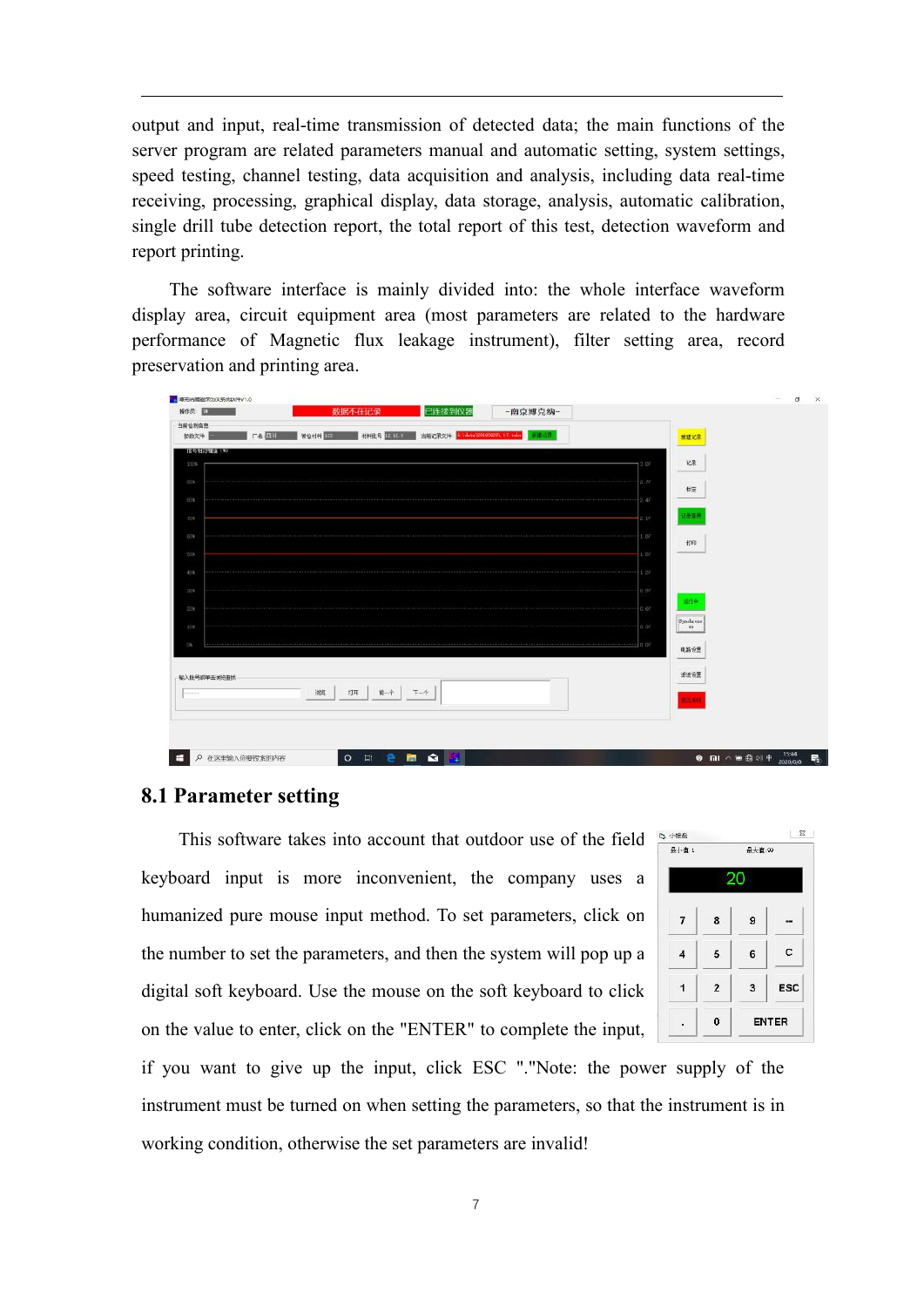output and input, real-time transmission of detected data; the main functions of the server program are related parameters manual and automatic setting, system settings, speed testing, channel testing, data acquisition and analysis, including data real-time receiving, processing, graphical display, data storage, analysis, automatic calibration, single drill tube detection report, the total report of this test, detection waveform and report printing.

The software interface is mainly divided into: the whole interface waveform display area, circuit equipment area (most parameters are related to the hardware performance of Magnetic flux leakage instrument), filter setting area, record preservation and printing area.

## 8.1 Parameter setting

This software takes into account that outdoor use of the field keyboard input is more inconvenient, the company uses a humanized pure mouse input method. To set parameters, click on the number to set the parameters, and then the system will pop up a digital soft keyboard. Use the mouse on the soft keyboard to click on the value to enter, click on the "ENTER" to complete the input, if you want to give up the input, click ESC "."Note: the power supply of the instrument must be turned on when setting the parameters, so that the instrument is in working condition, otherwise the set parameters are invalid!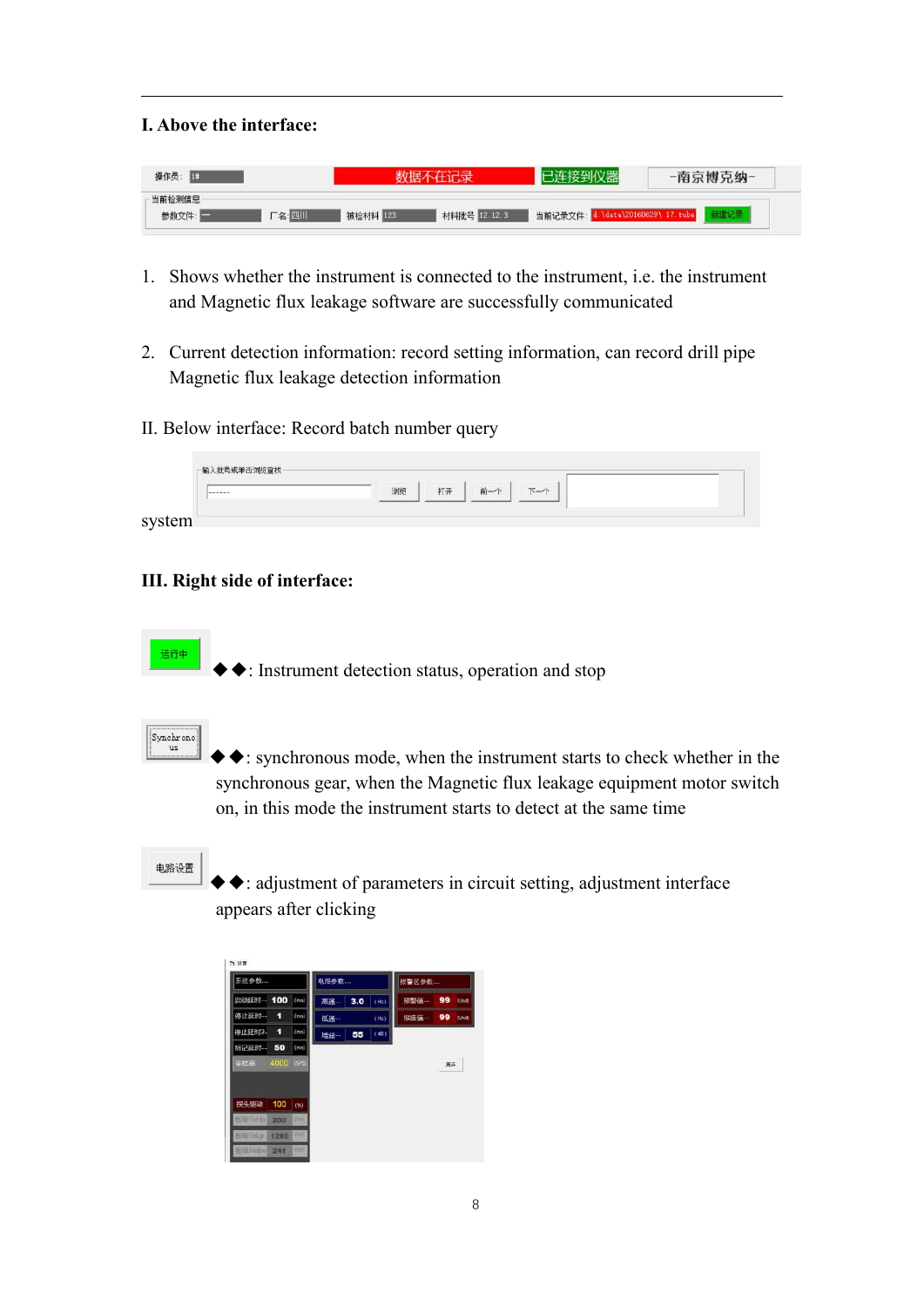**I. Above the interface:**

1. Shows whether the instrument is connected to the instrument, i.e. the instrument and Magnetic flux leakage software are successfully communicated

2. Current detection information: record setting information, can record drill pipe Magnetic flux leakage detection information

II. Below interface: Record batch number query system

**III. Right side of interface:**

◆◆: Instrument detection status, operation and stop

◆◆: synchronous mode, when the instrument starts to check whether in the synchronous gear, when the Magnetic flux leakage equipment motor switch on, in this mode the instrument starts to detect at the same time

◆◆: adjustment of parameters in circuit setting, adjustment interface appears after clicking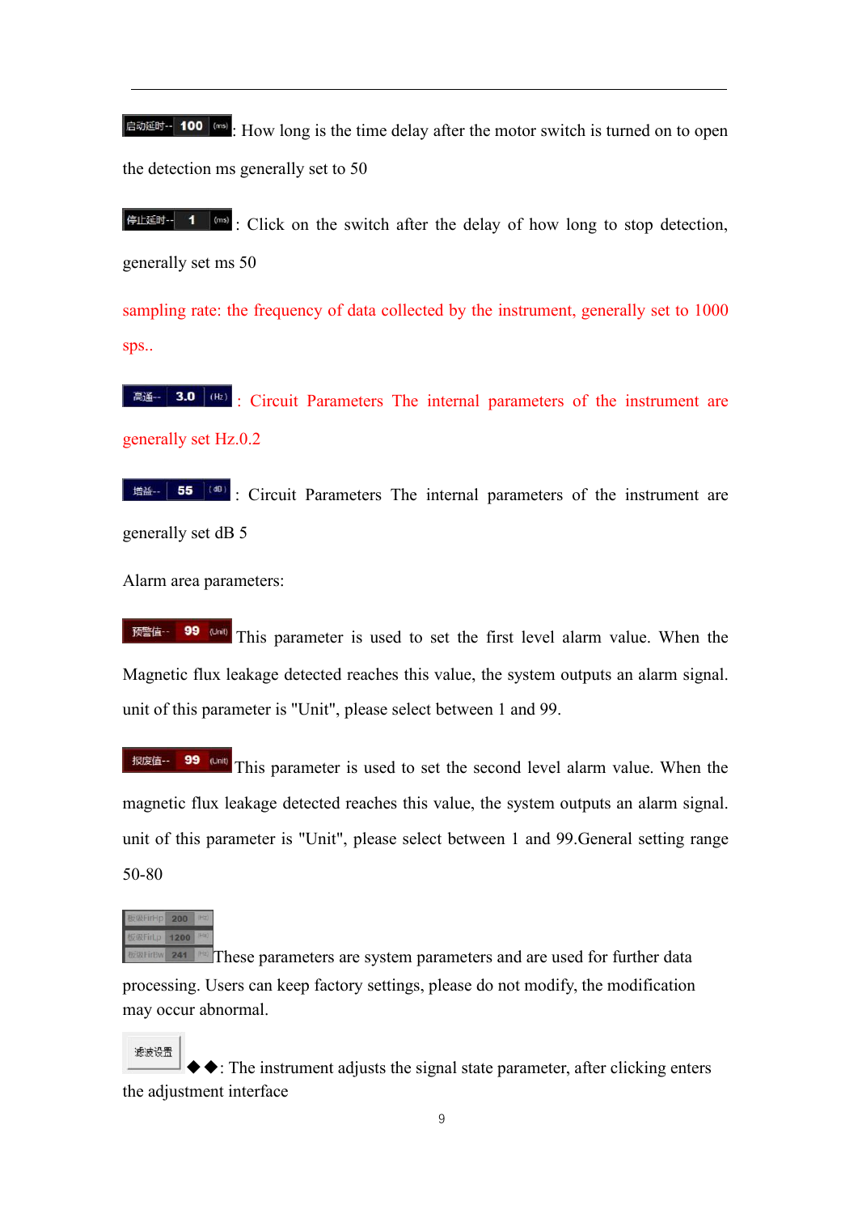启动延时-- 100 (ms): How long is the time delay after the motor switch is turned on to open the detection ms generally set to 50

停止延时-- 1 (ms): Click on the switch after the delay of how long to stop detection, generally set ms 50

sampling rate: the frequency of data collected by the instrument, generally set to 1000 sps..

高通-- 3.0 (Hz): Circuit Parameters The internal parameters of the instrument are generally set Hz.0.2

增益-- 55 (dB): Circuit Parameters The internal parameters of the instrument are generally set dB 5

Alarm area parameters:

预警值-- 99 (Unit) This parameter is used to set the first level alarm value. When the Magnetic flux leakage detected reaches this value, the system outputs an alarm signal. unit of this parameter is "Unit", please select between 1 and 99.

报废值-- 99 (Unit) This parameter is used to set the second level alarm value. When the magnetic flux leakage detected reaches this value, the system outputs an alarm signal. unit of this parameter is "Unit", please select between 1 and 99.General setting range 50-80

板级FirHp 200 (Hz)
板级FirLp 1200 (Hz)
板级FirBw 241 (Hz) These parameters are system parameters and are used for further data processing. Users can keep factory settings, please do not modify, the modification may occur abnormal.

滤波设置 ◆◆: The instrument adjusts the signal state parameter, after clicking enters the adjustment interface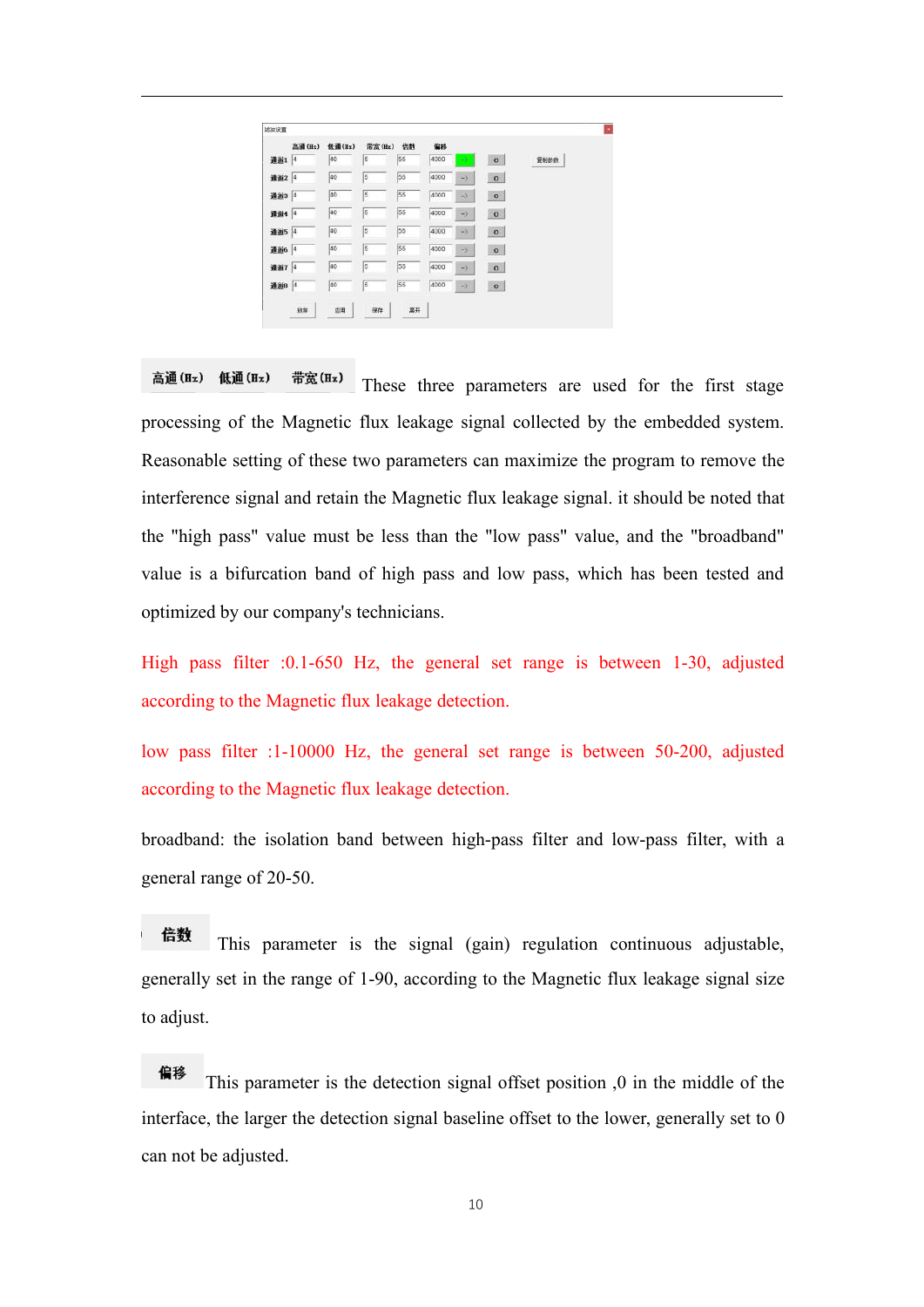高通(Hz) 低通(Hz) 带宽(Hz) These three parameters are used for the first stage processing of the Magnetic flux leakage signal collected by the embedded system. Reasonable setting of these two parameters can maximize the program to remove the interference signal and retain the Magnetic flux leakage signal. it should be noted that the "high pass" value must be less than the "low pass" value, and the "broadband" value is a bifurcation band of high pass and low pass, which has been tested and optimized by our company's technicians.

High pass filter :0.1-650 Hz, the general set range is between 1-30, adjusted according to the Magnetic flux leakage detection.

low pass filter :1-10000 Hz, the general set range is between 50-200, adjusted according to the Magnetic flux leakage detection.

broadband: the isolation band between high-pass filter and low-pass filter, with a general range of 20-50.

信数 This parameter is the signal (gain) regulation continuous adjustable, generally set in the range of 1-90, according to the Magnetic flux leakage signal size to adjust.

偏移 This parameter is the detection signal offset position ,0 in the middle of the interface, the larger the detection signal baseline offset to the lower, generally set to 0 can not be adjusted.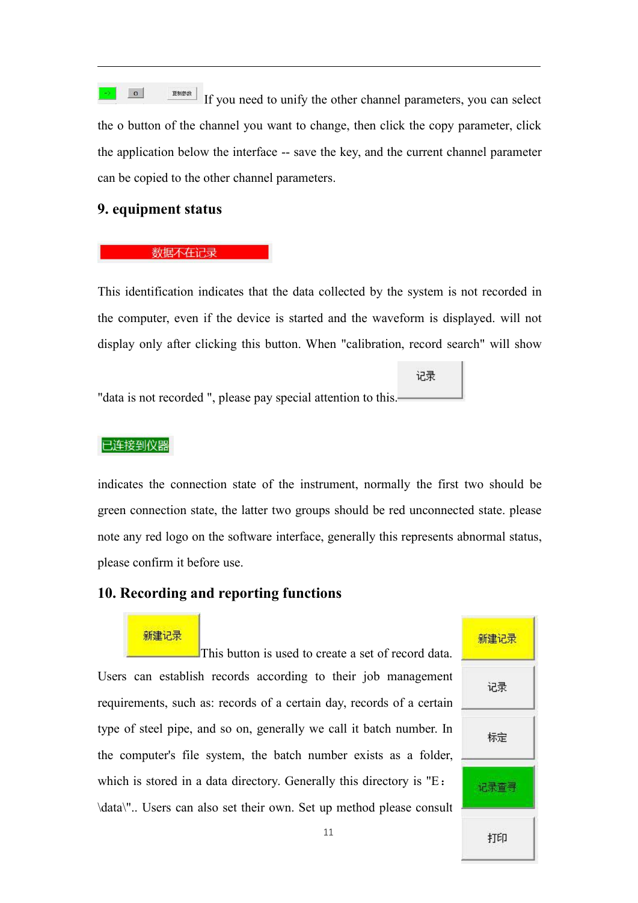If you need to unify the other channel parameters, you can select the o button of the channel you want to change, then click the copy parameter, click the application below the interface -- save the key, and the current channel parameter can be copied to the other channel parameters.

## 9. equipment status

数据不在记录

This identification indicates that the data collected by the system is not recorded in the computer, even if the device is started and the waveform is displayed. will not display only after clicking this button. When "calibration, record search" will show "data is not recorded ", please pay special attention to this.

记录

已连接到仪器

indicates the connection state of the instrument, normally the first two should be green connection state, the latter two groups should be red unconnected state. please note any red logo on the software interface, generally this represents abnormal status, please confirm it before use.

## 10. Recording and reporting functions

新建记录

This button is used to create a set of record data. Users can establish records according to their job management requirements, such as: records of a certain day, records of a certain type of steel pipe, and so on, generally we call it batch number. In the computer's file system, the batch number exists as a folder, which is stored in a data directory. Generally this directory is "E：\data\".. Users can also set their own. Set up method please consult

新建记录

记录

标定

记录查寻

打印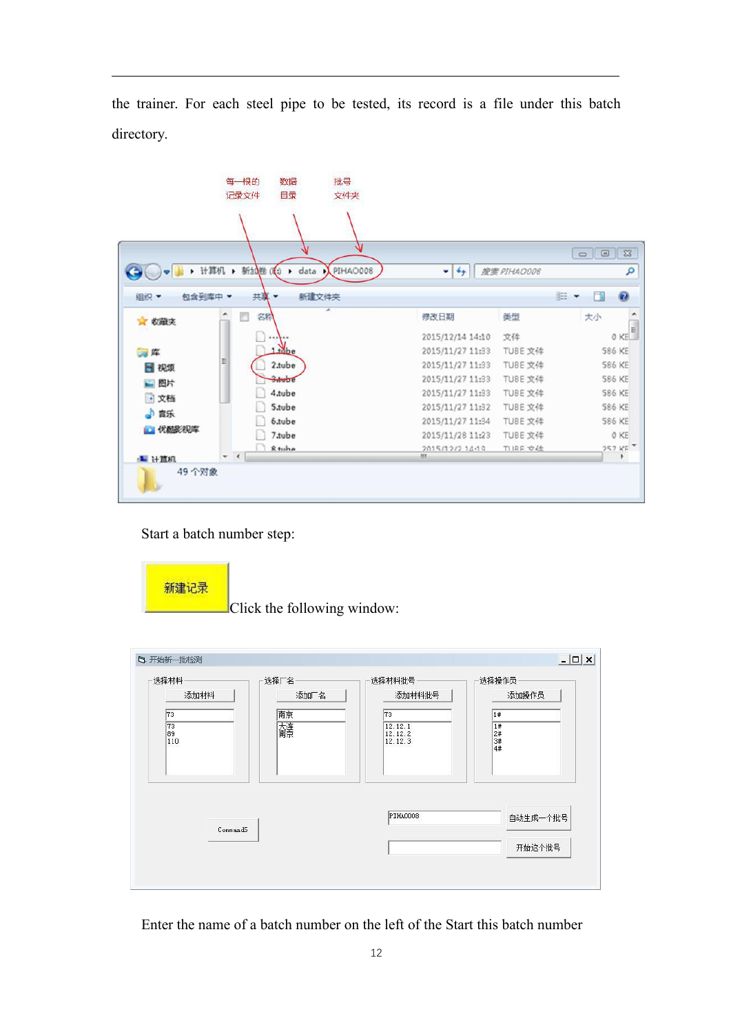the trainer. For each steel pipe to be tested, its record is a file under this batch directory.

Start a batch number step:

新建记录 Click the following window:

Enter the name of a batch number on the left of the Start this batch number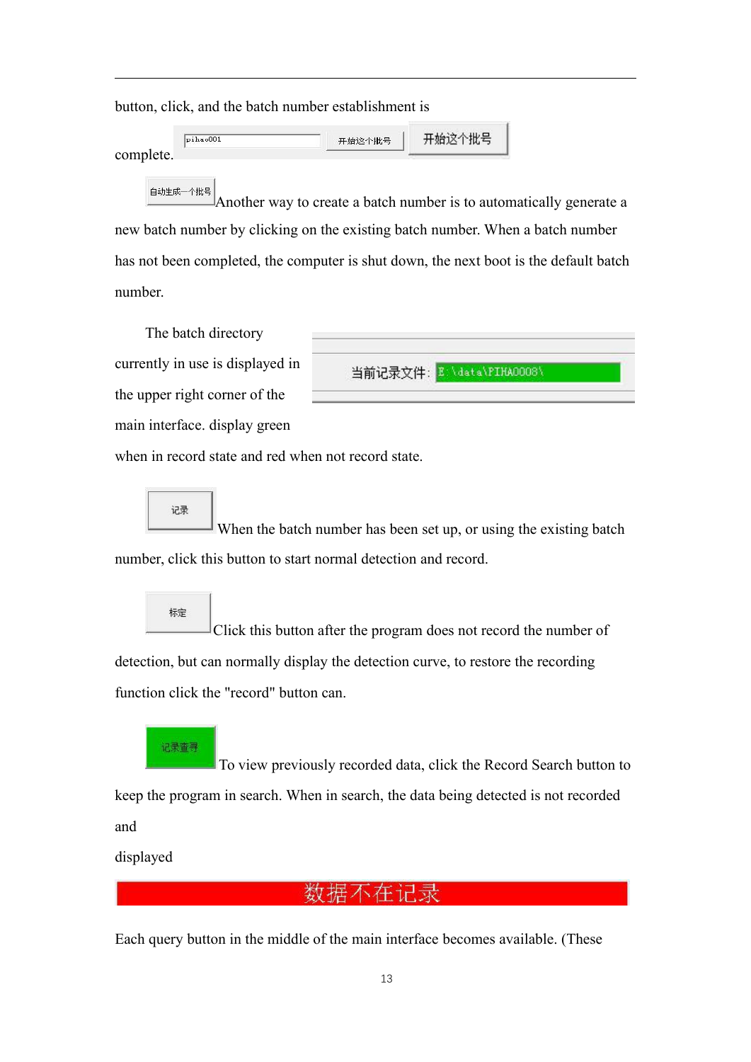button, click, and the batch number establishment is complete. pihao001 开始这个批号 开始这个批号

自动生成一个批号 Another way to create a batch number is to automatically generate a new batch number by clicking on the existing batch number. When a batch number has not been completed, the computer is shut down, the next boot is the default batch number.

The batch directory currently in use is displayed in the upper right corner of the main interface. display green when in record state and red when not record state.

当前记录文件: E:\data\PIHA0008\

记录 When the batch number has been set up, or using the existing batch number, click this button to start normal detection and record.

标定 Click this button after the program does not record the number of detection, but can normally display the detection curve, to restore the recording function click the "record" button can.

记录查寻 To view previously recorded data, click the Record Search button to keep the program in search. When in search, the data being detected is not recorded and

displayed

数据不在记录

Each query button in the middle of the main interface becomes available. (These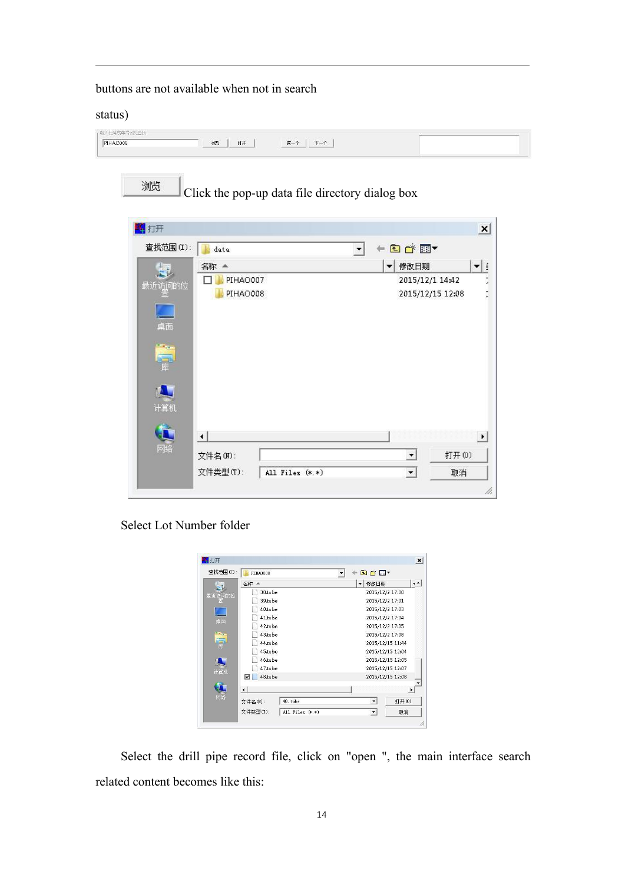buttons are not available when not in search

status)

浏览 Click the pop-up data file directory dialog box

Select Lot Number folder

Select the drill pipe record file, click on "open ", the main interface search related content becomes like this: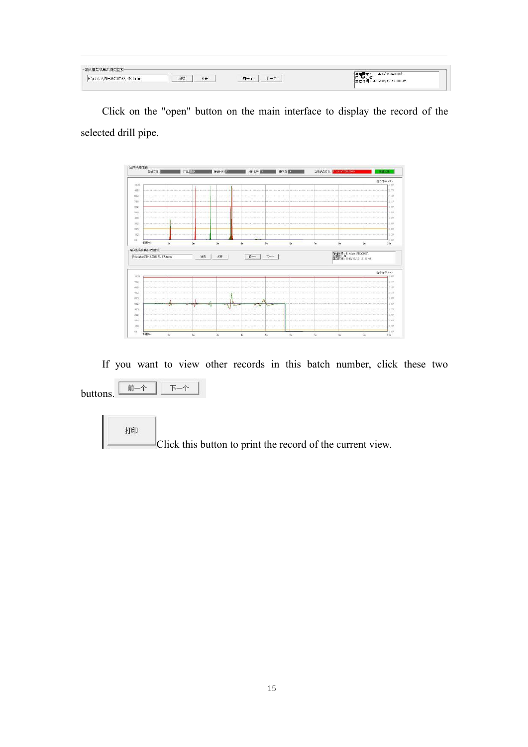Click on the "open" button on the main interface to display the record of the selected drill pipe.

If you want to view other records in this batch number, click these two buttons. 前一个 下一个

打印 Click this button to print the record of the current view.